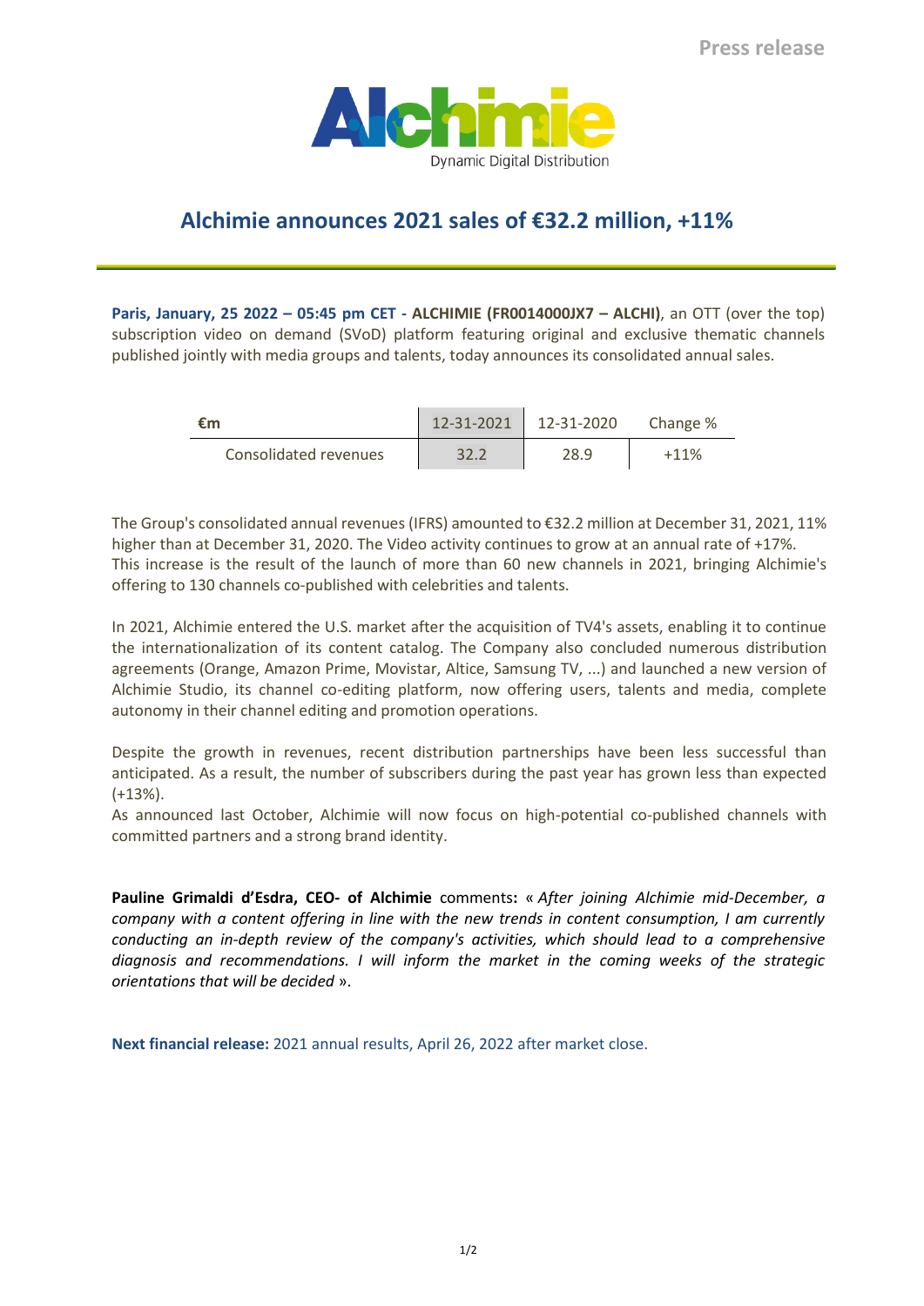Press release

# Alchimie announces 2021 sales of €32.2 million, +11%

**Paris, January, 25 2022 – 05:45 pm CET - ALCHIMIE (FR0014000JX7 – ALCHI)**, an OTT (over the top) subscription video on demand (SVoD) platform featuring original and exclusive thematic channels published jointly with media groups and talents, today announces its consolidated annual sales.

| €m | 12-31-2021 | 12-31-2020 | Change % |
|---|---|---|---|
| Consolidated revenues | 32.2 | 28.9 | +11% |

The Group's consolidated annual revenues (IFRS) amounted to €32.2 million at December 31, 2021, 11% higher than at December 31, 2020. The Video activity continues to grow at an annual rate of +17%. This increase is the result of the launch of more than 60 new channels in 2021, bringing Alchimie's offering to 130 channels co-published with celebrities and talents.

In 2021, Alchimie entered the U.S. market after the acquisition of TV4's assets, enabling it to continue the internationalization of its content catalog. The Company also concluded numerous distribution agreements (Orange, Amazon Prime, Movistar, Altice, Samsung TV, ...) and launched a new version of Alchimie Studio, its channel co-editing platform, now offering users, talents and media, complete autonomy in their channel editing and promotion operations.

Despite the growth in revenues, recent distribution partnerships have been less successful than anticipated. As a result, the number of subscribers during the past year has grown less than expected (+13%).
As announced last October, Alchimie will now focus on high-potential co-published channels with committed partners and a strong brand identity.

**Pauline Grimaldi d'Esdra, CEO- of Alchimie** comments**:** « *After joining Alchimie mid-December, a company with a content offering in line with the new trends in content consumption, I am currently conducting an in-depth review of the company's activities, which should lead to a comprehensive diagnosis and recommendations. I will inform the market in the coming weeks of the strategic orientations that will be decided* ».

**Next financial release:** 2021 annual results, April 26, 2022 after market close.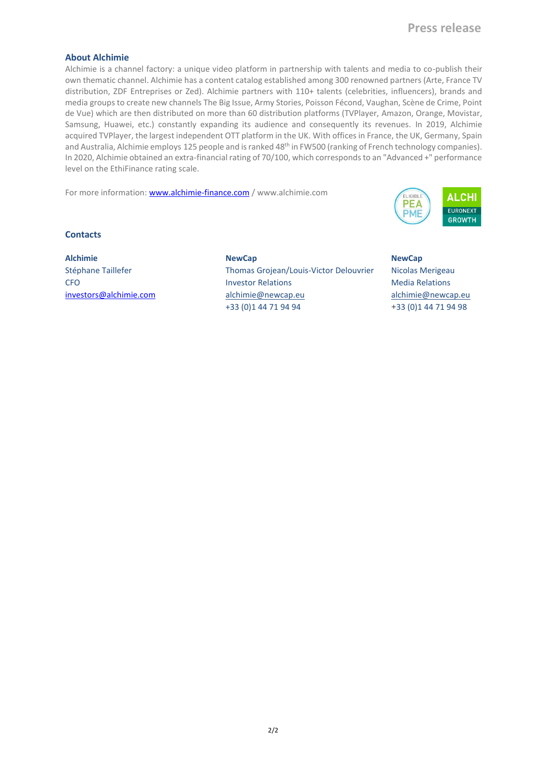## About Alchimie

Alchimie is a channel factory: a unique video platform in partnership with talents and media to co-publish their own thematic channel. Alchimie has a content catalog established among 300 renowned partners (Arte, France TV distribution, ZDF Entreprises or Zed). Alchimie partners with 110+ talents (celebrities, influencers), brands and media groups to create new channels The Big Issue, Army Stories, Poisson Fécond, Vaughan, Scène de Crime, Point de Vue) which are then distributed on more than 60 distribution platforms (TVPlayer, Amazon, Orange, Movistar, Samsung, Huawei, etc.) constantly expanding its audience and consequently its revenues. In 2019, Alchimie acquired TVPlayer, the largest independent OTT platform in the UK. With offices in France, the UK, Germany, Spain and Australia, Alchimie employs 125 people and is ranked 48th in FW500 (ranking of French technology companies). In 2020, Alchimie obtained an extra-financial rating of 70/100, which corresponds to an "Advanced +" performance level on the EthiFinance rating scale.

For more information: www.alchimie-finance.com / www.alchimie.com

ELIGIBLE PEA PME

ALCHI EURONEXT GROWTH

## Contacts

**Alchimie**
Stéphane Taillefer
CFO
investors@alchimie.com

**NewCap**
Thomas Grojean/Louis-Victor Delouvrier
Investor Relations
alchimie@newcap.eu
+33 (0)1 44 71 94 94

**NewCap**
Nicolas Merigeau
Media Relations
alchimie@newcap.eu
+33 (0)1 44 71 94 98